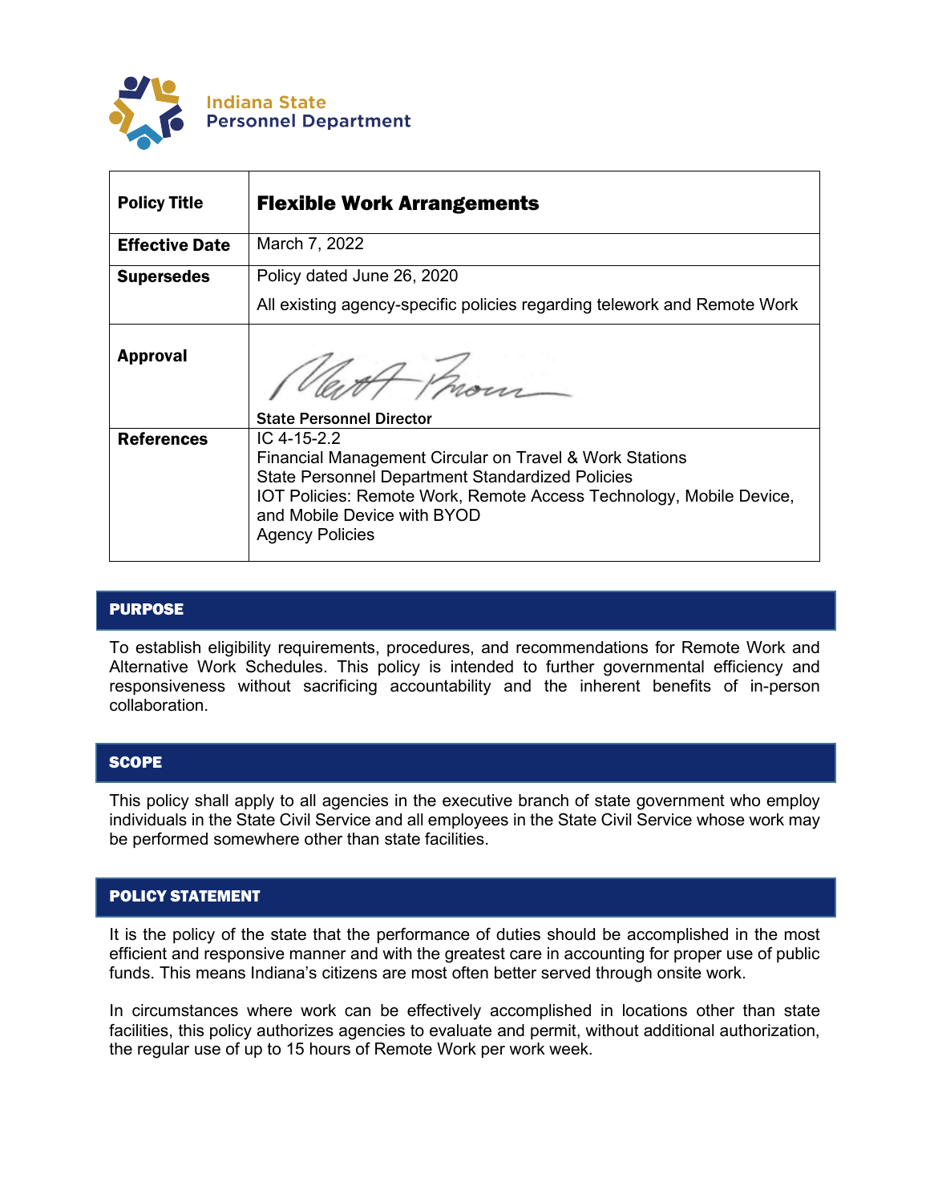Indiana State Personnel Department

| Policy Title | **Flexible Work Arrangements** |
| --- | --- |
| **Effective Date** | March 7, 2022 |
| **Supersedes** | Policy dated June 26, 2020<br>All existing agency-specific policies regarding telework and Remote Work |
| **Approval** | **State Personnel Director** |
| **References** | IC 4-15-2.2<br>Financial Management Circular on Travel & Work Stations<br>State Personnel Department Standardized Policies<br>IOT Policies: Remote Work, Remote Access Technology, Mobile Device, and Mobile Device with BYOD<br>Agency Policies |

## PURPOSE

To establish eligibility requirements, procedures, and recommendations for Remote Work and Alternative Work Schedules. This policy is intended to further governmental efficiency and responsiveness without sacrificing accountability and the inherent benefits of in-person collaboration.

## SCOPE

This policy shall apply to all agencies in the executive branch of state government who employ individuals in the State Civil Service and all employees in the State Civil Service whose work may be performed somewhere other than state facilities.

## POLICY STATEMENT

It is the policy of the state that the performance of duties should be accomplished in the most efficient and responsive manner and with the greatest care in accounting for proper use of public funds. This means Indiana's citizens are most often better served through onsite work.

In circumstances where work can be effectively accomplished in locations other than state facilities, this policy authorizes agencies to evaluate and permit, without additional authorization, the regular use of up to 15 hours of Remote Work per work week.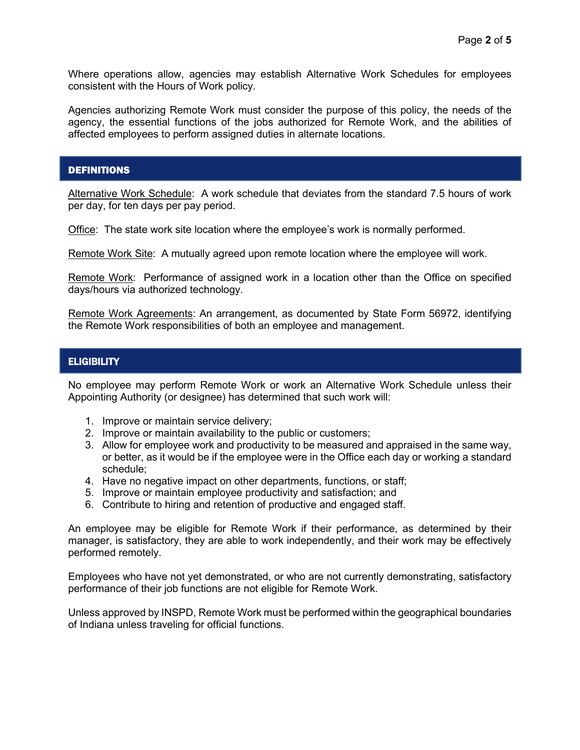Where operations allow, agencies may establish Alternative Work Schedules for employees consistent with the Hours of Work policy.

Agencies authorizing Remote Work must consider the purpose of this policy, the needs of the agency, the essential functions of the jobs authorized for Remote Work, and the abilities of affected employees to perform assigned duties in alternate locations.

## DEFINITIONS

Alternative Work Schedule: A work schedule that deviates from the standard 7.5 hours of work per day, for ten days per pay period.

Office: The state work site location where the employee's work is normally performed.

Remote Work Site: A mutually agreed upon remote location where the employee will work.

Remote Work: Performance of assigned work in a location other than the Office on specified days/hours via authorized technology.

Remote Work Agreements: An arrangement, as documented by State Form 56972, identifying the Remote Work responsibilities of both an employee and management.

## ELIGIBILITY

No employee may perform Remote Work or work an Alternative Work Schedule unless their Appointing Authority (or designee) has determined that such work will:

1. Improve or maintain service delivery;
2. Improve or maintain availability to the public or customers;
3. Allow for employee work and productivity to be measured and appraised in the same way, or better, as it would be if the employee were in the Office each day or working a standard schedule;
4. Have no negative impact on other departments, functions, or staff;
5. Improve or maintain employee productivity and satisfaction; and
6. Contribute to hiring and retention of productive and engaged staff.

An employee may be eligible for Remote Work if their performance, as determined by their manager, is satisfactory, they are able to work independently, and their work may be effectively performed remotely.

Employees who have not yet demonstrated, or who are not currently demonstrating, satisfactory performance of their job functions are not eligible for Remote Work.

Unless approved by INSPD, Remote Work must be performed within the geographical boundaries of Indiana unless traveling for official functions.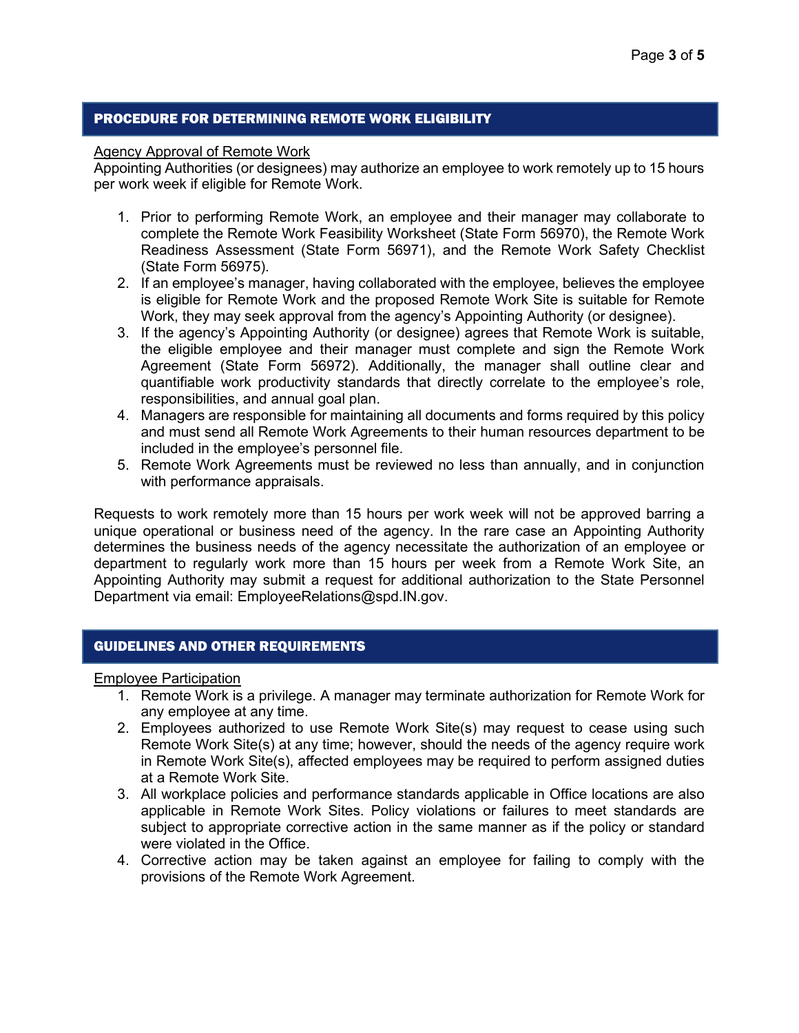## PROCEDURE FOR DETERMINING REMOTE WORK ELIGIBILITY

Agency Approval of Remote Work

Appointing Authorities (or designees) may authorize an employee to work remotely up to 15 hours per work week if eligible for Remote Work.

1. Prior to performing Remote Work, an employee and their manager may collaborate to complete the Remote Work Feasibility Worksheet (State Form 56970), the Remote Work Readiness Assessment (State Form 56971), and the Remote Work Safety Checklist (State Form 56975).
2. If an employee's manager, having collaborated with the employee, believes the employee is eligible for Remote Work and the proposed Remote Work Site is suitable for Remote Work, they may seek approval from the agency's Appointing Authority (or designee).
3. If the agency's Appointing Authority (or designee) agrees that Remote Work is suitable, the eligible employee and their manager must complete and sign the Remote Work Agreement (State Form 56972). Additionally, the manager shall outline clear and quantifiable work productivity standards that directly correlate to the employee's role, responsibilities, and annual goal plan.
4. Managers are responsible for maintaining all documents and forms required by this policy and must send all Remote Work Agreements to their human resources department to be included in the employee's personnel file.
5. Remote Work Agreements must be reviewed no less than annually, and in conjunction with performance appraisals.

Requests to work remotely more than 15 hours per work week will not be approved barring a unique operational or business need of the agency. In the rare case an Appointing Authority determines the business needs of the agency necessitate the authorization of an employee or department to regularly work more than 15 hours per week from a Remote Work Site, an Appointing Authority may submit a request for additional authorization to the State Personnel Department via email: EmployeeRelations@spd.IN.gov.

## GUIDELINES AND OTHER REQUIREMENTS

Employee Participation

1. Remote Work is a privilege. A manager may terminate authorization for Remote Work for any employee at any time.
2. Employees authorized to use Remote Work Site(s) may request to cease using such Remote Work Site(s) at any time; however, should the needs of the agency require work in Remote Work Site(s), affected employees may be required to perform assigned duties at a Remote Work Site.
3. All workplace policies and performance standards applicable in Office locations are also applicable in Remote Work Sites. Policy violations or failures to meet standards are subject to appropriate corrective action in the same manner as if the policy or standard were violated in the Office.
4. Corrective action may be taken against an employee for failing to comply with the provisions of the Remote Work Agreement.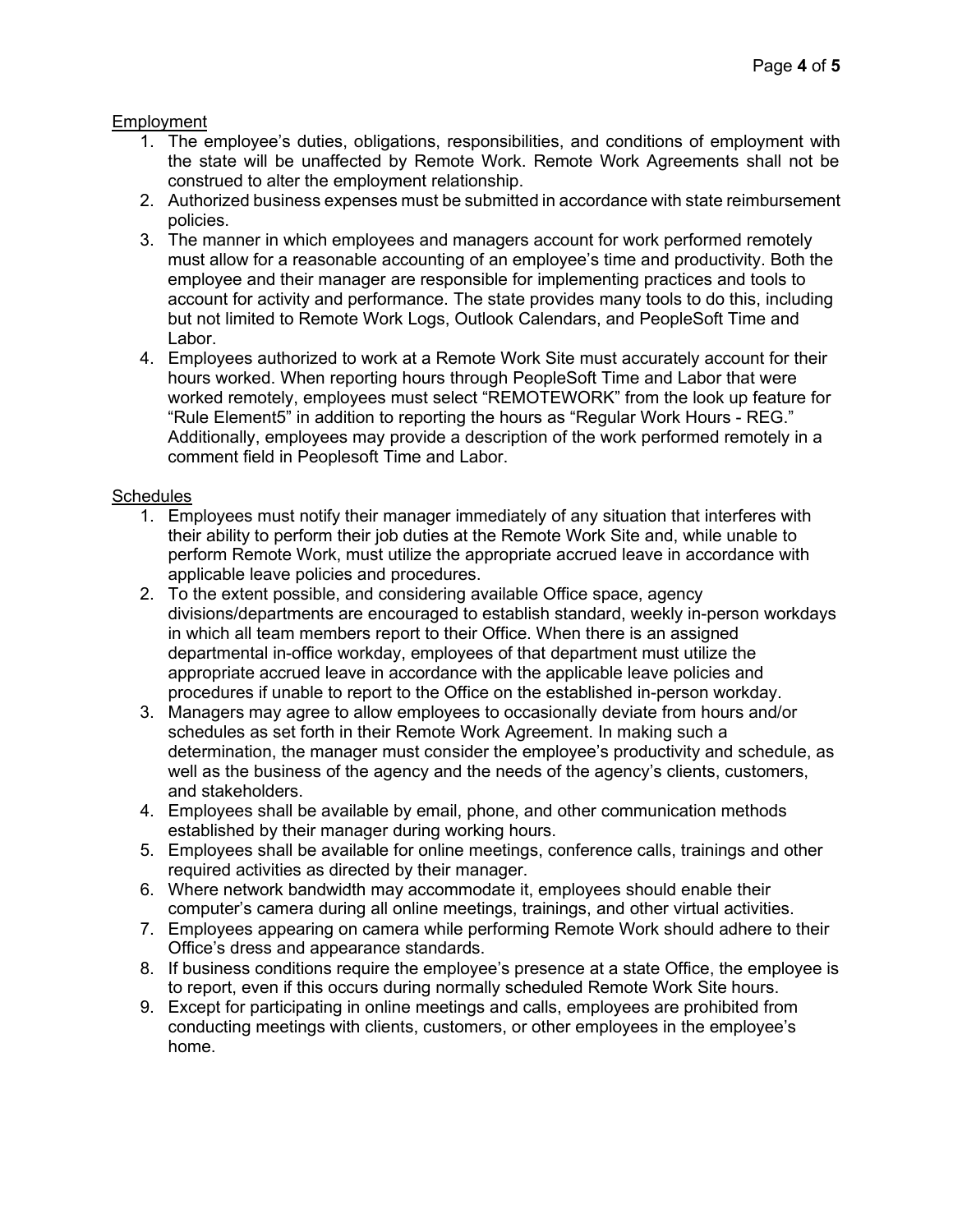<u>Employment</u>

1. The employee's duties, obligations, responsibilities, and conditions of employment with the state will be unaffected by Remote Work. Remote Work Agreements shall not be construed to alter the employment relationship.
2. Authorized business expenses must be submitted in accordance with state reimbursement policies.
3. The manner in which employees and managers account for work performed remotely must allow for a reasonable accounting of an employee's time and productivity. Both the employee and their manager are responsible for implementing practices and tools to account for activity and performance. The state provides many tools to do this, including but not limited to Remote Work Logs, Outlook Calendars, and PeopleSoft Time and Labor.
4. Employees authorized to work at a Remote Work Site must accurately account for their hours worked. When reporting hours through PeopleSoft Time and Labor that were worked remotely, employees must select "REMOTEWORK" from the look up feature for "Rule Element5" in addition to reporting the hours as "Regular Work Hours - REG." Additionally, employees may provide a description of the work performed remotely in a comment field in Peoplesoft Time and Labor.

<u>Schedules</u>

1. Employees must notify their manager immediately of any situation that interferes with their ability to perform their job duties at the Remote Work Site and, while unable to perform Remote Work, must utilize the appropriate accrued leave in accordance with applicable leave policies and procedures.
2. To the extent possible, and considering available Office space, agency divisions/departments are encouraged to establish standard, weekly in-person workdays in which all team members report to their Office. When there is an assigned departmental in-office workday, employees of that department must utilize the appropriate accrued leave in accordance with the applicable leave policies and procedures if unable to report to the Office on the established in-person workday.
3. Managers may agree to allow employees to occasionally deviate from hours and/or schedules as set forth in their Remote Work Agreement. In making such a determination, the manager must consider the employee's productivity and schedule, as well as the business of the agency and the needs of the agency's clients, customers, and stakeholders.
4. Employees shall be available by email, phone, and other communication methods established by their manager during working hours.
5. Employees shall be available for online meetings, conference calls, trainings and other required activities as directed by their manager.
6. Where network bandwidth may accommodate it, employees should enable their computer's camera during all online meetings, trainings, and other virtual activities.
7. Employees appearing on camera while performing Remote Work should adhere to their Office's dress and appearance standards.
8. If business conditions require the employee's presence at a state Office, the employee is to report, even if this occurs during normally scheduled Remote Work Site hours.
9. Except for participating in online meetings and calls, employees are prohibited from conducting meetings with clients, customers, or other employees in the employee's home.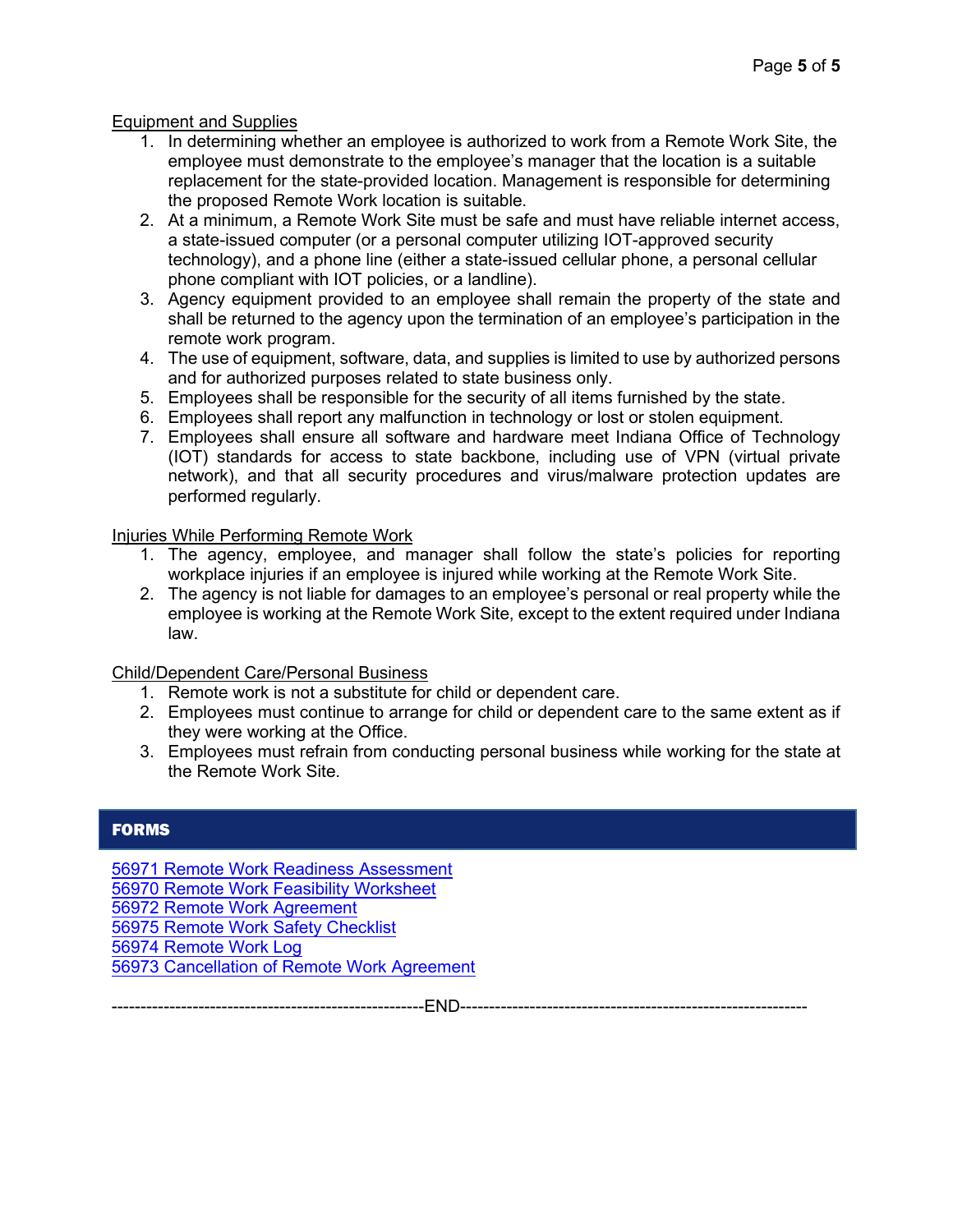Equipment and Supplies

1. In determining whether an employee is authorized to work from a Remote Work Site, the employee must demonstrate to the employee's manager that the location is a suitable replacement for the state-provided location. Management is responsible for determining the proposed Remote Work location is suitable.
2. At a minimum, a Remote Work Site must be safe and must have reliable internet access, a state-issued computer (or a personal computer utilizing IOT-approved security technology), and a phone line (either a state-issued cellular phone, a personal cellular phone compliant with IOT policies, or a landline).
3. Agency equipment provided to an employee shall remain the property of the state and shall be returned to the agency upon the termination of an employee's participation in the remote work program.
4. The use of equipment, software, data, and supplies is limited to use by authorized persons and for authorized purposes related to state business only.
5. Employees shall be responsible for the security of all items furnished by the state.
6. Employees shall report any malfunction in technology or lost or stolen equipment.
7. Employees shall ensure all software and hardware meet Indiana Office of Technology (IOT) standards for access to state backbone, including use of VPN (virtual private network), and that all security procedures and virus/malware protection updates are performed regularly.

Injuries While Performing Remote Work

1. The agency, employee, and manager shall follow the state's policies for reporting workplace injuries if an employee is injured while working at the Remote Work Site.
2. The agency is not liable for damages to an employee's personal or real property while the employee is working at the Remote Work Site, except to the extent required under Indiana law.

Child/Dependent Care/Personal Business

1. Remote work is not a substitute for child or dependent care.
2. Employees must continue to arrange for child or dependent care to the same extent as if they were working at the Office.
3. Employees must refrain from conducting personal business while working for the state at the Remote Work Site.

## FORMS

56971 Remote Work Readiness Assessment
56970 Remote Work Feasibility Worksheet
56972 Remote Work Agreement
56975 Remote Work Safety Checklist
56974 Remote Work Log
56973 Cancellation of Remote Work Agreement

-----------------------------------------------------END-----------------------------------------------------------